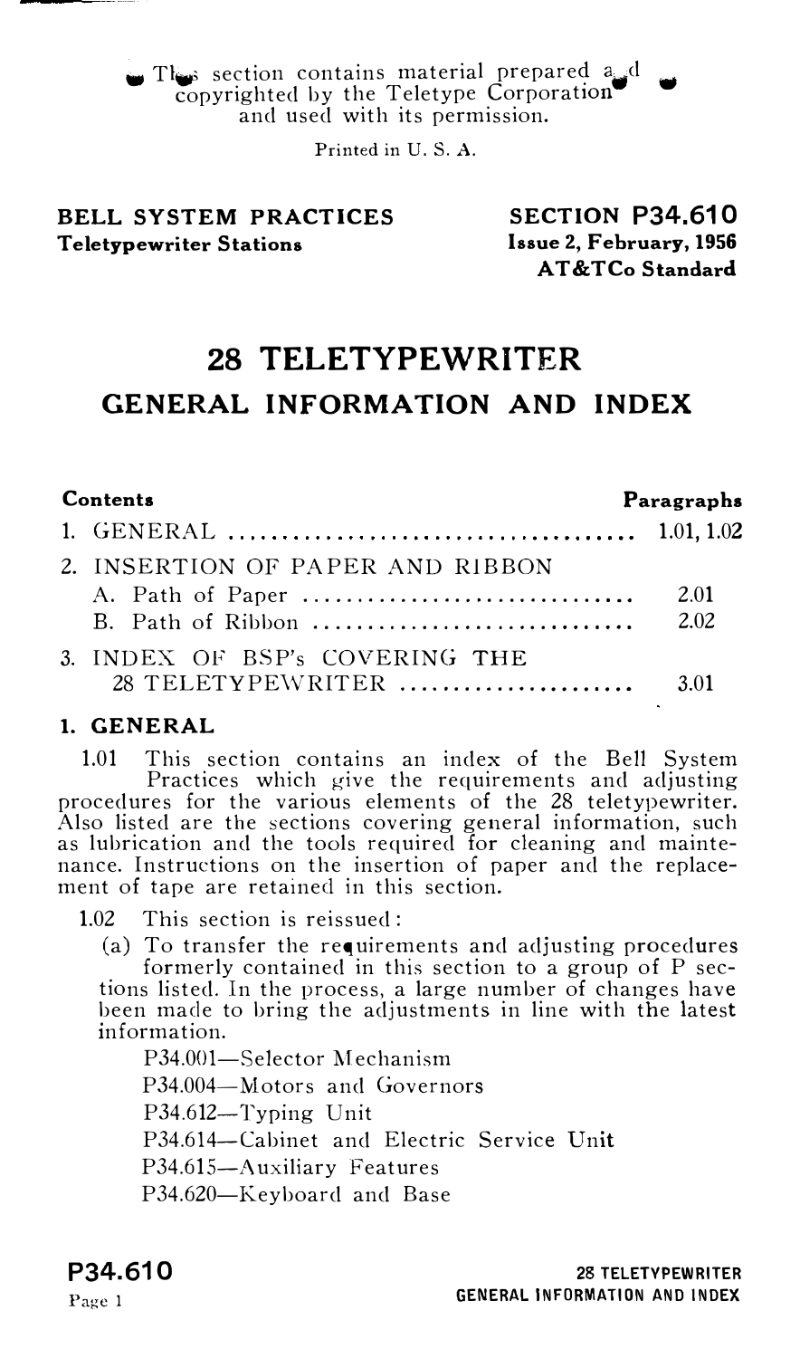This section contains material prepared and copyrighted by the Teletype Corporation and used with its permission.

Printed in U. S. A.

**BELL SYSTEM PRACTICES**
**Teletypewriter Stations**

**SECTION P34.610**
**Issue 2, February, 1956**
**AT&TCo Standard**

# 28 TELETYPEWRITER
# GENERAL INFORMATION AND INDEX

| Contents | Paragraphs |
|---|---|
| 1. GENERAL | 1.01, 1.02 |
| 2. INSERTION OF PAPER AND RIBBON | |
| A. Path of Paper | 2.01 |
| B. Path of Ribbon | 2.02 |
| 3. INDEX OF BSP's COVERING THE 28 TELETYPEWRITER | 3.01 |

## 1. GENERAL

1.01 This section contains an index of the Bell System Practices which give the requirements and adjusting procedures for the various elements of the 28 teletypewriter. Also listed are the sections covering general information, such as lubrication and the tools required for cleaning and maintenance. Instructions on the insertion of paper and the replacement of tape are retained in this section.

1.02 This section is reissued:

(a) To transfer the requirements and adjusting procedures formerly contained in this section to a group of P sections listed. In the process, a large number of changes have been made to bring the adjustments in line with the latest information.

P34.001—Selector Mechanism
P34.004—Motors and Governors
P34.612—Typing Unit
P34.614—Cabinet and Electric Service Unit
P34.615—Auxiliary Features
P34.620—Keyboard and Base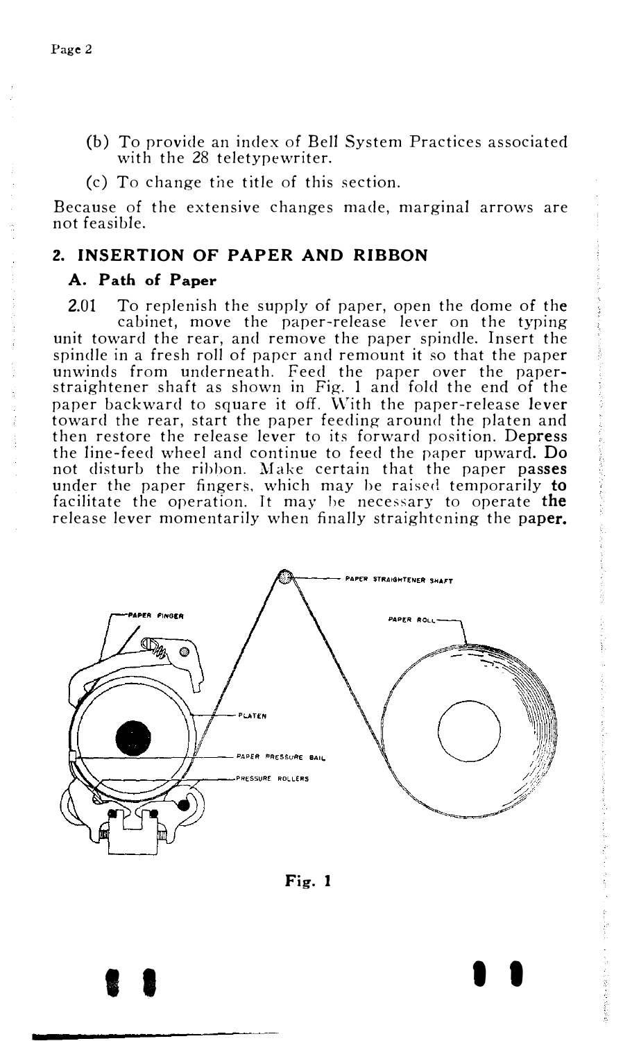(b) To provide an index of Bell System Practices associated with the 28 teletypewriter.

(c) To change the title of this section.

Because of the extensive changes made, marginal arrows are not feasible.

## 2. INSERTION OF PAPER AND RIBBON

### A. Path of Paper

2.01 To replenish the supply of paper, open the dome of the cabinet, move the paper-release lever on the typing unit toward the rear, and remove the paper spindle. Insert the spindle in a fresh roll of paper and remount it so that the paper unwinds from underneath. Feed the paper over the paper-straightener shaft as shown in Fig. 1 and fold the end of the paper backward to square it off. With the paper-release lever toward the rear, start the paper feeding around the platen and then restore the release lever to its forward position. Depress the line-feed wheel and continue to feed the paper upward. Do not disturb the ribbon. Make certain that the paper passes under the paper fingers, which may be raised temporarily to facilitate the operation. It may be necessary to operate the release lever momentarily when finally straightening the paper.

PAPER STRAIGHTENER SHAFT

PAPER FINGER

PAPER ROLL

PLATEN

PAPER PRESSURE BAIL

PRESSURE ROLLERS

**Fig. 1**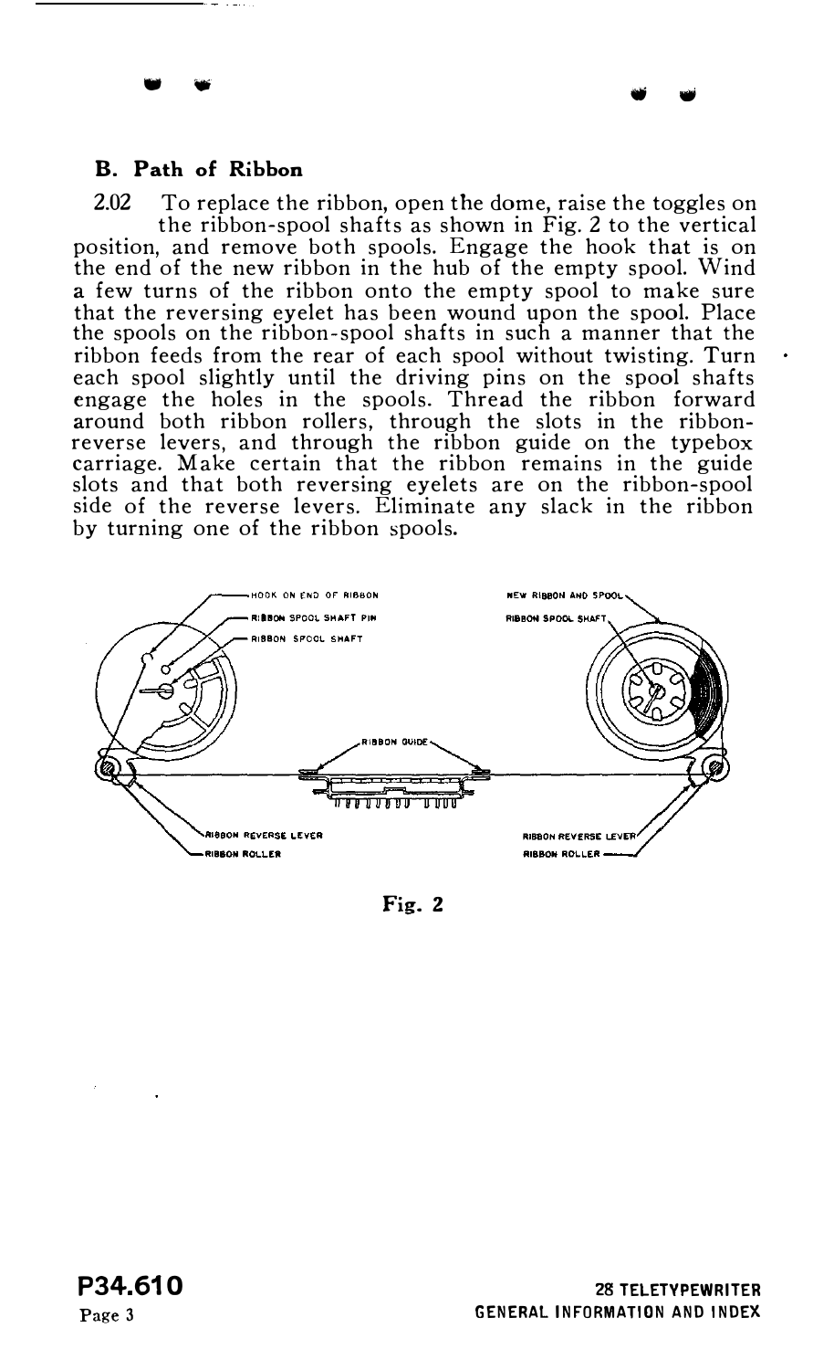### B. Path of Ribbon

2.02 To replace the ribbon, open the dome, raise the toggles on the ribbon-spool shafts as shown in Fig. 2 to the vertical position, and remove both spools. Engage the hook that is on the end of the new ribbon in the hub of the empty spool. Wind a few turns of the ribbon onto the empty spool to make sure that the reversing eyelet has been wound upon the spool. Place the spools on the ribbon-spool shafts in such a manner that the ribbon feeds from the rear of each spool without twisting. Turn each spool slightly until the driving pins on the spool shafts engage the holes in the spools. Thread the ribbon forward around both ribbon rollers, through the slots in the ribbon-reverse levers, and through the ribbon guide on the typebox carriage. Make certain that the ribbon remains in the guide slots and that both reversing eyelets are on the ribbon-spool side of the reverse levers. Eliminate any slack in the ribbon by turning one of the ribbon spools.

HOOK ON END OF RIBBON
RIBBON SPOOL SHAFT PIN
RIBBON SPOOL SHAFT
NEW RIBBON AND SPOOL
RIBBON SPOOL SHAFT
RIBBON GUIDE
RIBBON REVERSE LEVER
RIBBON ROLLER
RIBBON REVERSE LEVER
RIBBON ROLLER

Fig. 2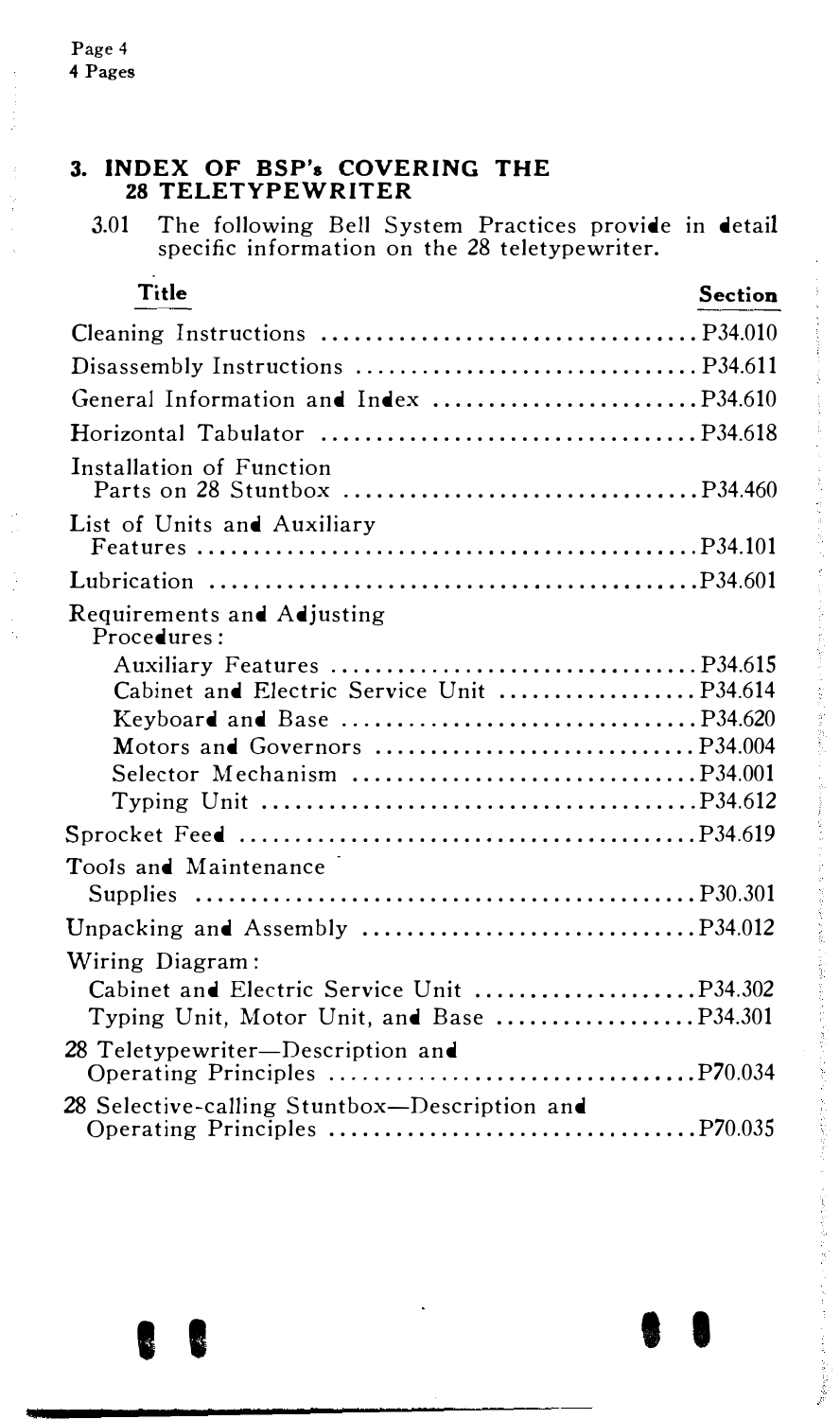## 3. INDEX OF BSP's COVERING THE 28 TELETYPEWRITER

3.01 The following Bell System Practices provide in detail specific information on the 28 teletypewriter.

| Title | Section |
|---|---|
| Cleaning Instructions | P34.010 |
| Disassembly Instructions | P34.611 |
| General Information and Index | P34.610 |
| Horizontal Tabulator | P34.618 |
| Installation of Function Parts on 28 Stuntbox | P34.460 |
| List of Units and Auxiliary Features | P34.101 |
| Lubrication | P34.601 |
| Requirements and Adjusting Procedures: | |
| Auxiliary Features | P34.615 |
| Cabinet and Electric Service Unit | P34.614 |
| Keyboard and Base | P34.620 |
| Motors and Governors | P34.004 |
| Selector Mechanism | P34.001 |
| Typing Unit | P34.612 |
| Sprocket Feed | P34.619 |
| Tools and Maintenance Supplies | P30.301 |
| Unpacking and Assembly | P34.012 |
| Wiring Diagram: | |
| Cabinet and Electric Service Unit | P34.302 |
| Typing Unit, Motor Unit, and Base | P34.301 |
| 28 Teletypewriter—Description and Operating Principles | P70.034 |
| 28 Selective-calling Stuntbox—Description and Operating Principles | P70.035 |